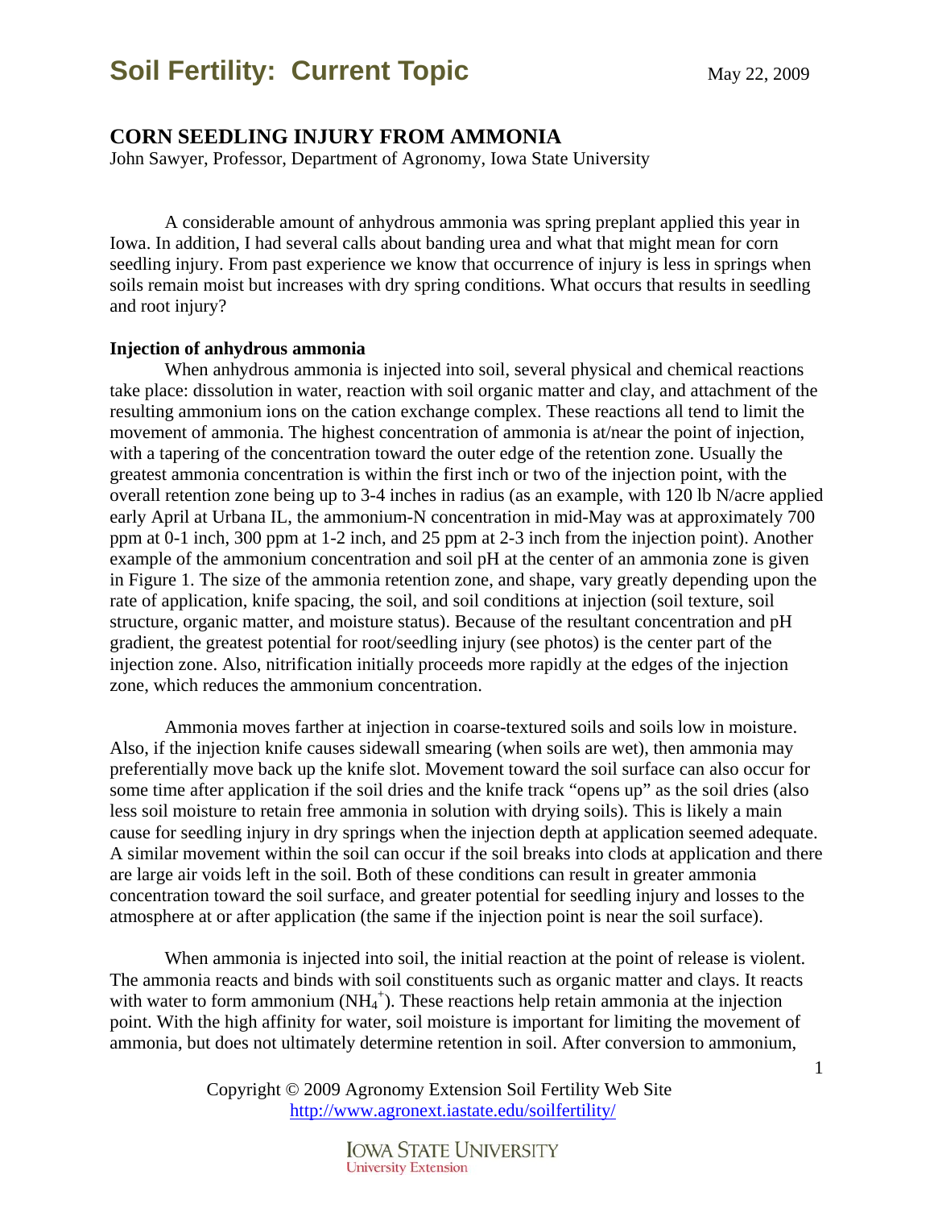# Soil Fertility: Current Topic

May 22, 2009

## CORN SEEDLING INJURY FROM AMMONIA

John Sawyer, Professor, Department of Agronomy, Iowa State University

A considerable amount of anhydrous ammonia was spring preplant applied this year in Iowa. In addition, I had several calls about banding urea and what that might mean for corn seedling injury. From past experience we know that occurrence of injury is less in springs when soils remain moist but increases with dry spring conditions. What occurs that results in seedling and root injury?

### Injection of anhydrous ammonia

When anhydrous ammonia is injected into soil, several physical and chemical reactions take place: dissolution in water, reaction with soil organic matter and clay, and attachment of the resulting ammonium ions on the cation exchange complex. These reactions all tend to limit the movement of ammonia. The highest concentration of ammonia is at/near the point of injection, with a tapering of the concentration toward the outer edge of the retention zone. Usually the greatest ammonia concentration is within the first inch or two of the injection point, with the overall retention zone being up to 3-4 inches in radius (as an example, with 120 lb N/acre applied early April at Urbana IL, the ammonium-N concentration in mid-May was at approximately 700 ppm at 0-1 inch, 300 ppm at 1-2 inch, and 25 ppm at 2-3 inch from the injection point). Another example of the ammonium concentration and soil pH at the center of an ammonia zone is given in Figure 1. The size of the ammonia retention zone, and shape, vary greatly depending upon the rate of application, knife spacing, the soil, and soil conditions at injection (soil texture, soil structure, organic matter, and moisture status). Because of the resultant concentration and pH gradient, the greatest potential for root/seedling injury (see photos) is the center part of the injection zone. Also, nitrification initially proceeds more rapidly at the edges of the injection zone, which reduces the ammonium concentration.

Ammonia moves farther at injection in coarse-textured soils and soils low in moisture. Also, if the injection knife causes sidewall smearing (when soils are wet), then ammonia may preferentially move back up the knife slot. Movement toward the soil surface can also occur for some time after application if the soil dries and the knife track "opens up" as the soil dries (also less soil moisture to retain free ammonia in solution with drying soils). This is likely a main cause for seedling injury in dry springs when the injection depth at application seemed adequate. A similar movement within the soil can occur if the soil breaks into clods at application and there are large air voids left in the soil. Both of these conditions can result in greater ammonia concentration toward the soil surface, and greater potential for seedling injury and losses to the atmosphere at or after application (the same if the injection point is near the soil surface).

When ammonia is injected into soil, the initial reaction at the point of release is violent. The ammonia reacts and binds with soil constituents such as organic matter and clays. It reacts with water to form ammonium ($NH_4^+$). These reactions help retain ammonia at the injection point. With the high affinity for water, soil moisture is important for limiting the movement of ammonia, but does not ultimately determine retention in soil. After conversion to ammonium,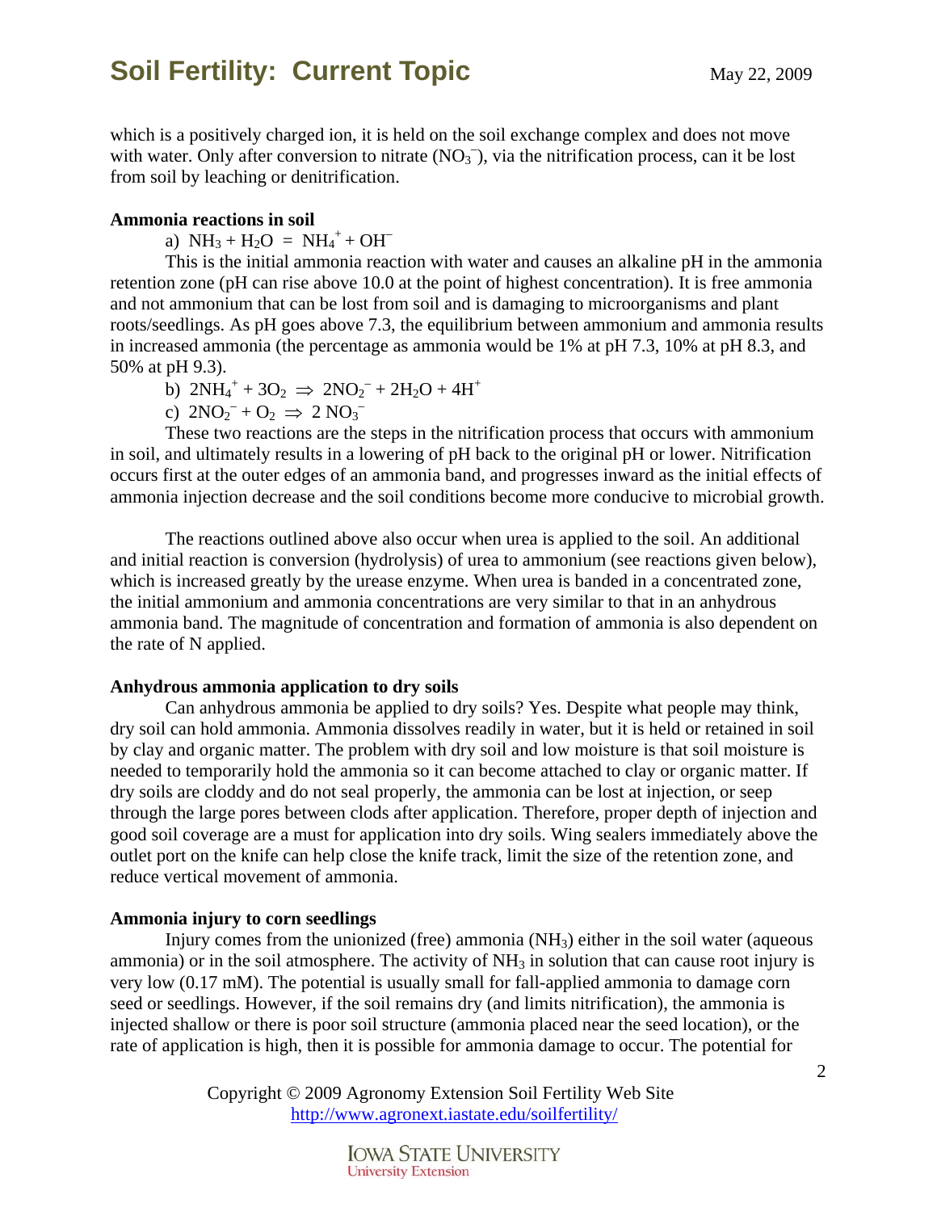which is a positively charged ion, it is held on the soil exchange complex and does not move with water. Only after conversion to nitrate ($NO_3^-$), via the nitrification process, can it be lost from soil by leaching or denitrification.

**Ammonia reactions in soil**

a) $NH_3 + H_2O = NH_4^+ + OH^-$

This is the initial ammonia reaction with water and causes an alkaline pH in the ammonia retention zone (pH can rise above 10.0 at the point of highest concentration). It is free ammonia and not ammonium that can be lost from soil and is damaging to microorganisms and plant roots/seedlings. As pH goes above 7.3, the equilibrium between ammonium and ammonia results in increased ammonia (the percentage as ammonia would be 1% at pH 7.3, 10% at pH 8.3, and 50% at pH 9.3).

b) $2NH_4^+ + 3O_2 \Rightarrow 2NO_2^- + 2H_2O + 4H^+$

c) $2NO_2^- + O_2 \Rightarrow 2\ NO_3^-$

These two reactions are the steps in the nitrification process that occurs with ammonium in soil, and ultimately results in a lowering of pH back to the original pH or lower. Nitrification occurs first at the outer edges of an ammonia band, and progresses inward as the initial effects of ammonia injection decrease and the soil conditions become more conducive to microbial growth.

The reactions outlined above also occur when urea is applied to the soil. An additional and initial reaction is conversion (hydrolysis) of urea to ammonium (see reactions given below), which is increased greatly by the urease enzyme. When urea is banded in a concentrated zone, the initial ammonium and ammonia concentrations are very similar to that in an anhydrous ammonia band. The magnitude of concentration and formation of ammonia is also dependent on the rate of N applied.

**Anhydrous ammonia application to dry soils**

Can anhydrous ammonia be applied to dry soils? Yes. Despite what people may think, dry soil can hold ammonia. Ammonia dissolves readily in water, but it is held or retained in soil by clay and organic matter. The problem with dry soil and low moisture is that soil moisture is needed to temporarily hold the ammonia so it can become attached to clay or organic matter. If dry soils are cloddy and do not seal properly, the ammonia can be lost at injection, or seep through the large pores between clods after application. Therefore, proper depth of injection and good soil coverage are a must for application into dry soils. Wing sealers immediately above the outlet port on the knife can help close the knife track, limit the size of the retention zone, and reduce vertical movement of ammonia.

**Ammonia injury to corn seedlings**

Injury comes from the unionized (free) ammonia ($NH_3$) either in the soil water (aqueous ammonia) or in the soil atmosphere. The activity of $NH_3$ in solution that can cause root injury is very low (0.17 mM). The potential is usually small for fall-applied ammonia to damage corn seed or seedlings. However, if the soil remains dry (and limits nitrification), the ammonia is injected shallow or there is poor soil structure (ammonia placed near the seed location), or the rate of application is high, then it is possible for ammonia damage to occur. The potential for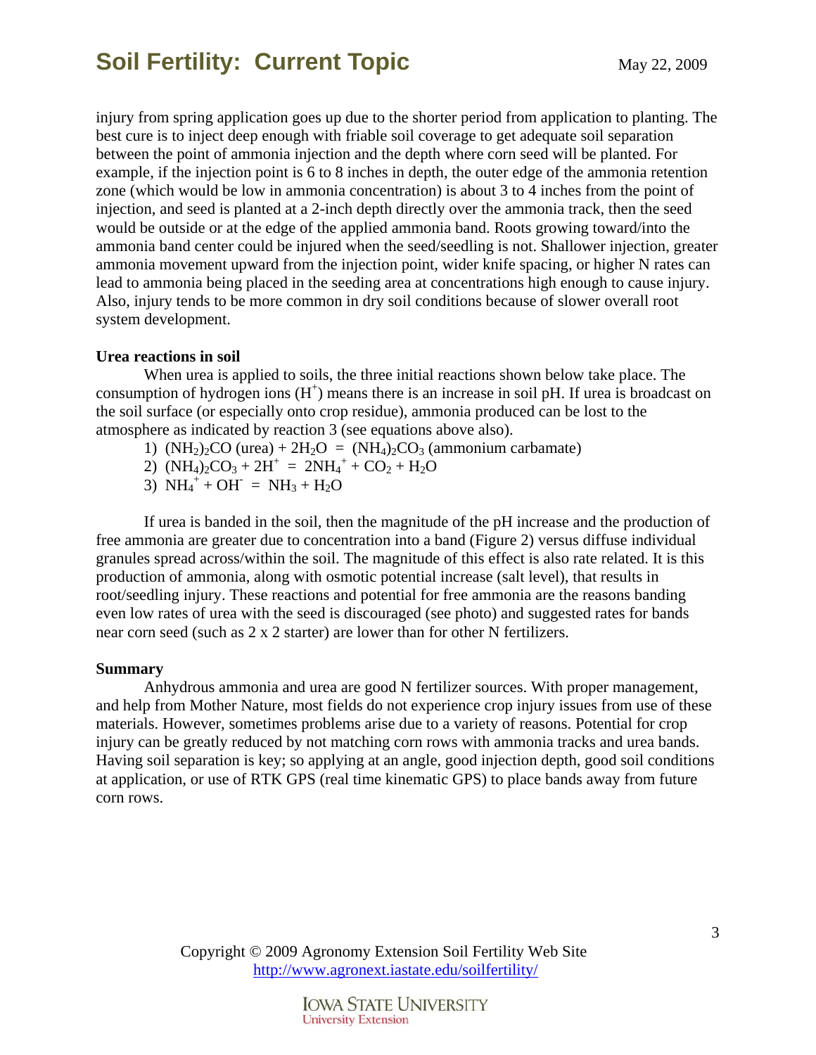injury from spring application goes up due to the shorter period from application to planting. The best cure is to inject deep enough with friable soil coverage to get adequate soil separation between the point of ammonia injection and the depth where corn seed will be planted. For example, if the injection point is 6 to 8 inches in depth, the outer edge of the ammonia retention zone (which would be low in ammonia concentration) is about 3 to 4 inches from the point of injection, and seed is planted at a 2-inch depth directly over the ammonia track, then the seed would be outside or at the edge of the applied ammonia band. Roots growing toward/into the ammonia band center could be injured when the seed/seedling is not. Shallower injection, greater ammonia movement upward from the injection point, wider knife spacing, or higher N rates can lead to ammonia being placed in the seeding area at concentrations high enough to cause injury. Also, injury tends to be more common in dry soil conditions because of slower overall root system development.

**Urea reactions in soil**

When urea is applied to soils, the three initial reactions shown below take place. The consumption of hydrogen ions ($H^+$) means there is an increase in soil pH. If urea is broadcast on the soil surface (or especially onto crop residue), ammonia produced can be lost to the atmosphere as indicated by reaction 3 (see equations above also).

1) $(NH_2)_2CO$ (urea) + $2H_2O$ = $(NH_4)_2CO_3$ (ammonium carbamate)
2) $(NH_4)_2CO_3 + 2H^+ = 2NH_4^+ + CO_2 + H_2O$
3) $NH_4^+ + OH^- = NH_3 + H_2O$

If urea is banded in the soil, then the magnitude of the pH increase and the production of free ammonia are greater due to concentration into a band (Figure 2) versus diffuse individual granules spread across/within the soil. The magnitude of this effect is also rate related. It is this production of ammonia, along with osmotic potential increase (salt level), that results in root/seedling injury. These reactions and potential for free ammonia are the reasons banding even low rates of urea with the seed is discouraged (see photo) and suggested rates for bands near corn seed (such as 2 x 2 starter) are lower than for other N fertilizers.

**Summary**

Anhydrous ammonia and urea are good N fertilizer sources. With proper management, and help from Mother Nature, most fields do not experience crop injury issues from use of these materials. However, sometimes problems arise due to a variety of reasons. Potential for crop injury can be greatly reduced by not matching corn rows with ammonia tracks and urea bands. Having soil separation is key; so applying at an angle, good injection depth, good soil conditions at application, or use of RTK GPS (real time kinematic GPS) to place bands away from future corn rows.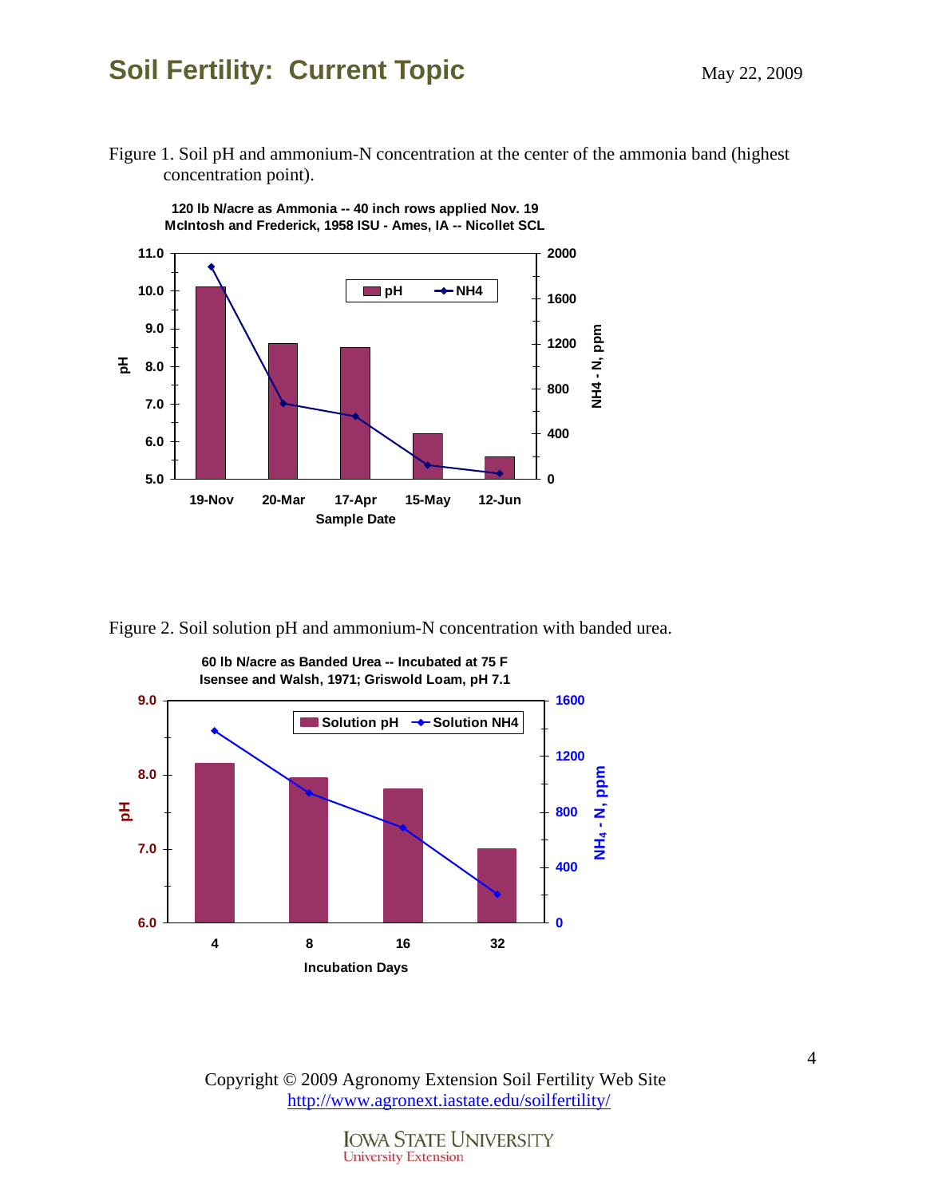Figure 1. Soil pH and ammonium-N concentration at the center of the ammonia band (highest concentration point).

Figure 2. Soil solution pH and ammonium-N concentration with banded urea.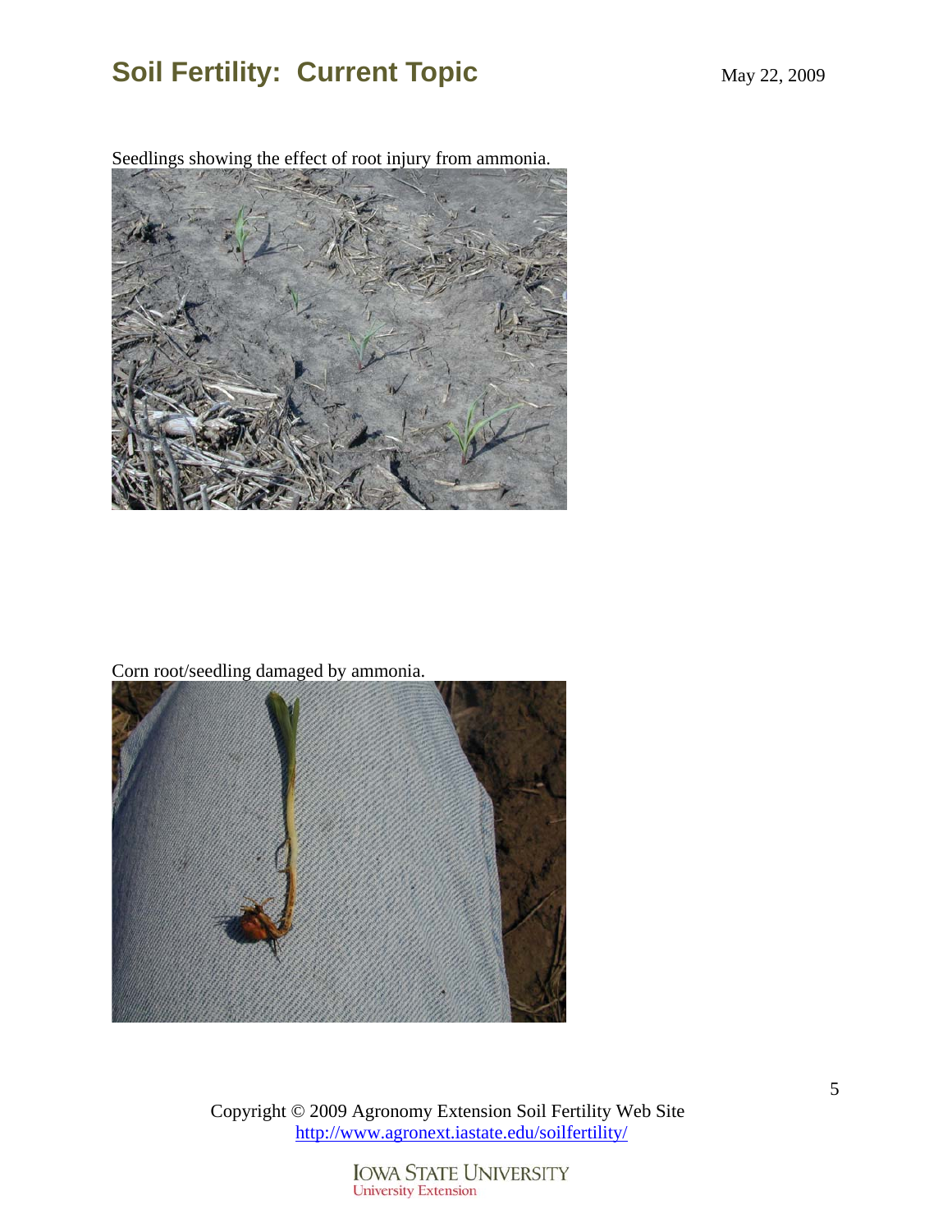Seedlings showing the effect of root injury from ammonia.

Corn root/seedling damaged by ammonia.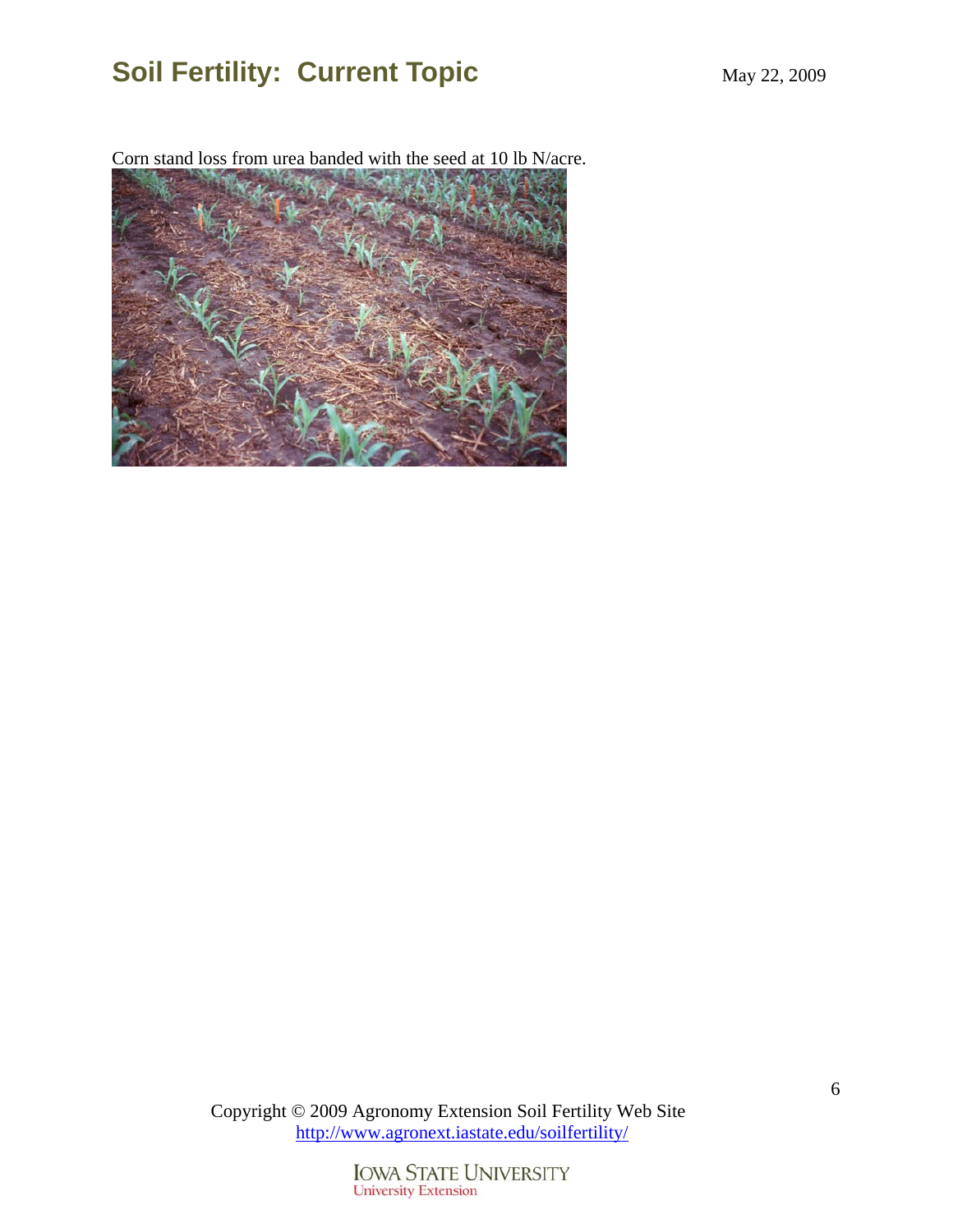Corn stand loss from urea banded with the seed at 10 lb N/acre.